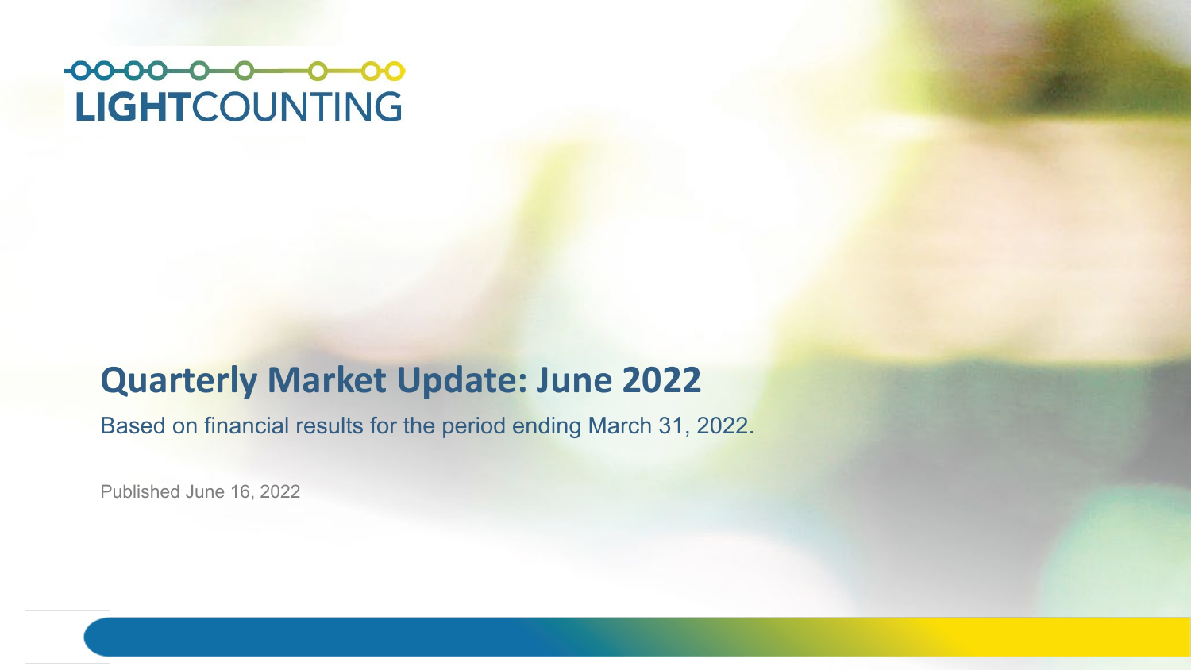LIGHTCOUNTING

# Quarterly Market Update: June 2022

Based on financial results for the period ending March 31, 2022.

Published June 16, 2022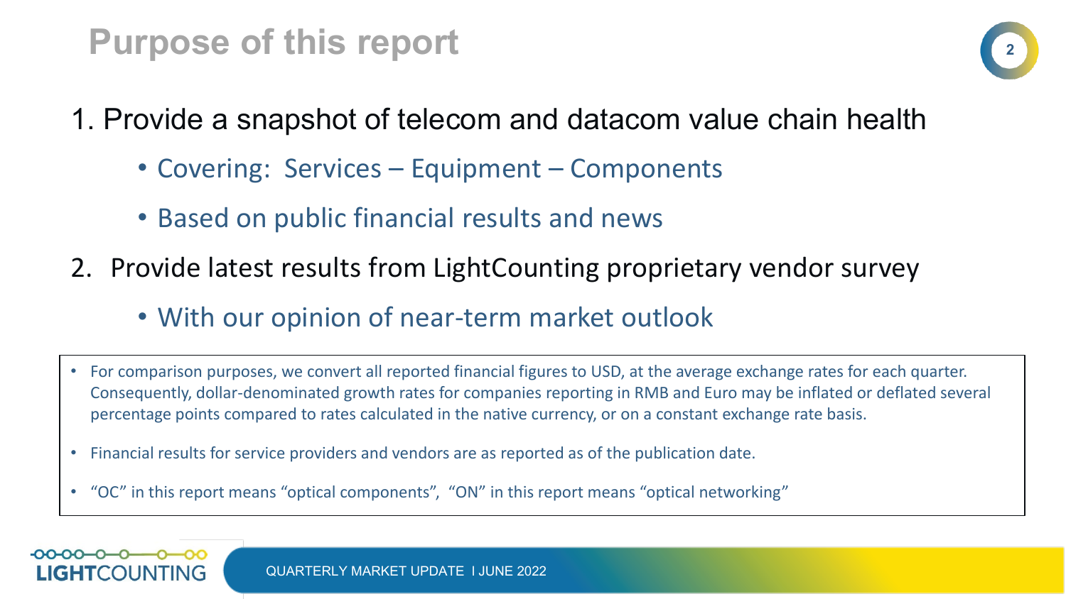# Purpose of this report

1. Provide a snapshot of telecom and datacom value chain health
   - Covering: Services – Equipment – Components
   - Based on public financial results and news
2. Provide latest results from LightCounting proprietary vendor survey
   - With our opinion of near-term market outlook

- For comparison purposes, we convert all reported financial figures to USD, at the average exchange rates for each quarter. Consequently, dollar-denominated growth rates for companies reporting in RMB and Euro may be inflated or deflated several percentage points compared to rates calculated in the native currency, or on a constant exchange rate basis.
- Financial results for service providers and vendors are as reported as of the publication date.
- "OC" in this report means "optical components", "ON" in this report means "optical networking"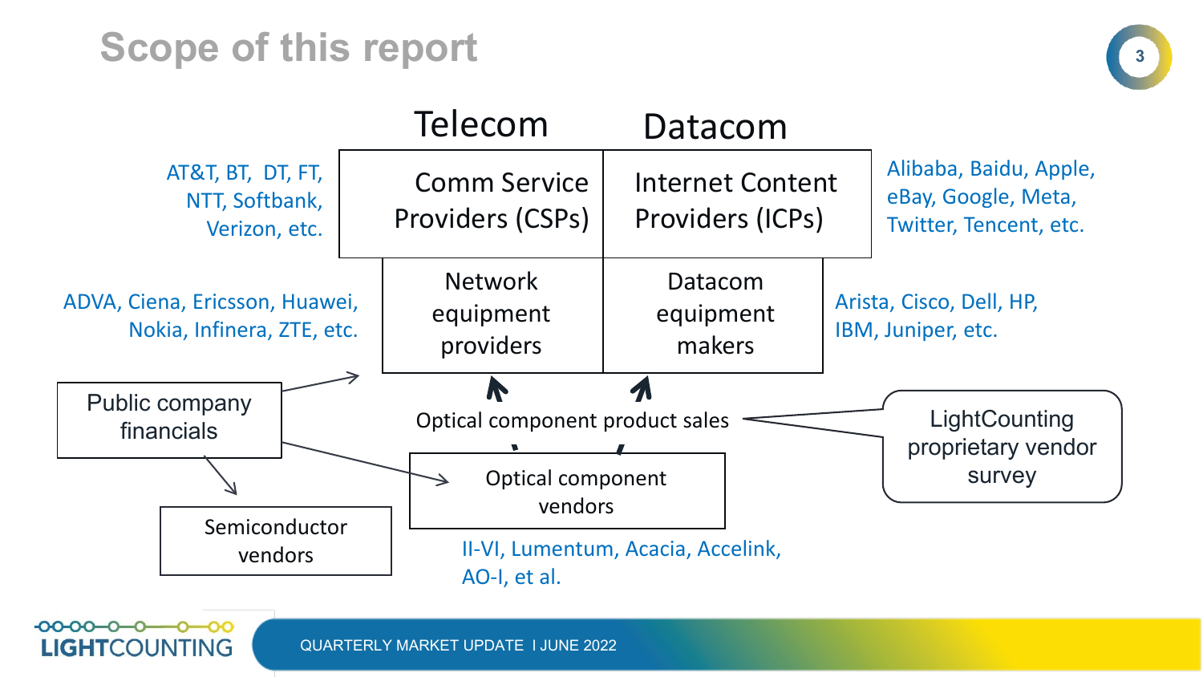# Scope of this report

**Telecom** | **Datacom**

AT&T, BT, DT, FT, NTT, Softbank, Verizon, etc.

Comm Service Providers (CSPs)

Internet Content Providers (ICPs)

Alibaba, Baidu, Apple, eBay, Google, Meta, Twitter, Tencent, etc.

ADVA, Ciena, Ericsson, Huawei, Nokia, Infinera, ZTE, etc.

Network equipment providers

Datacom equipment makers

Arista, Cisco, Dell, HP, IBM, Juniper, etc.

Public company financials

Optical component product sales

LightCounting proprietary vendor survey

Semiconductor vendors

Optical component vendors

II-VI, Lumentum, Acacia, Accelink, AO-I, et al.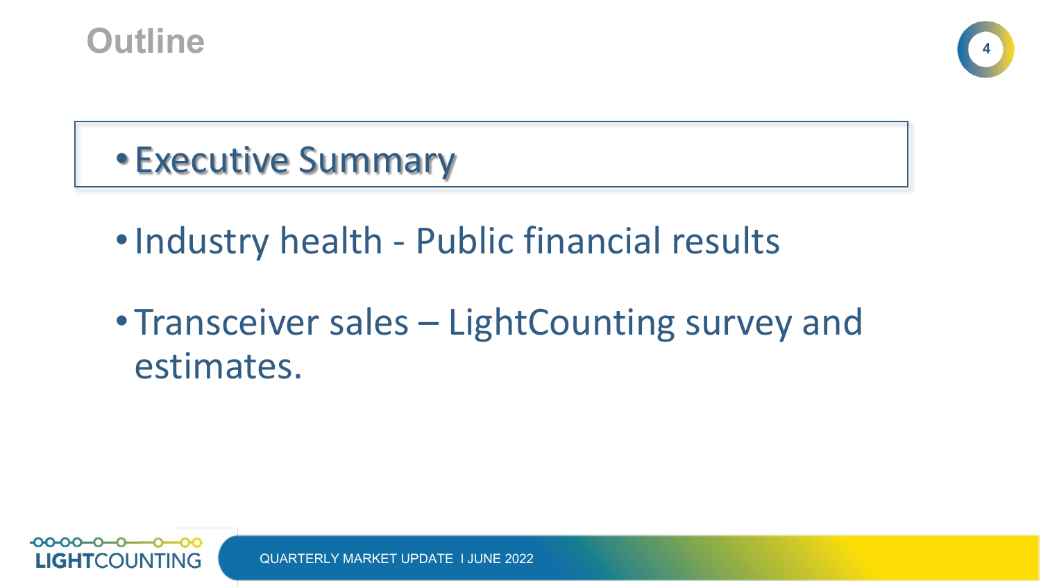# Outline

- **Executive Summary**

- Industry health - Public financial results

- Transceiver sales – LightCounting survey and estimates.